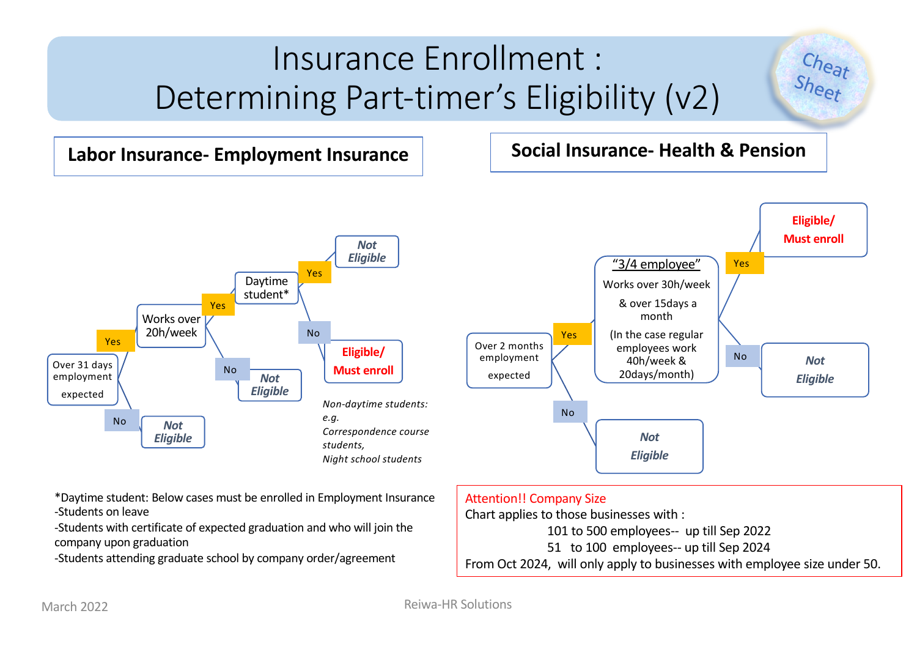# Insurance Enrollment : Determining Part-timer's Eligibility (v2)

Cheat Sheet

## Labor Insurance- Employment Insurance

- **Over 31 days employment expected**
  - No → *Not Eligible*
  - Yes → **Works over 20h/week**
    - No → *Not Eligible*
    - Yes → **Daytime student\***
      - Yes → *Not Eligible*
      - No → **Eligible/ Must enroll**

*Non-daytime students: e.g. Correspondence course students, Night school students*

\*Daytime student: Below cases must be enrolled in Employment Insurance
- Students on leave
- Students with certificate of expected graduation and who will join the company upon graduation
- Students attending graduate school by company order/agreement

## Social Insurance- Health & Pension

- **Over 2 months employment expected**
  - No → *Not Eligible*
  - Yes → **"3/4 employee"** Works over 30h/week & over 15days a month (In the case regular employees work 40h/week & 20days/month)
    - Yes → **Eligible/ Must enroll**
    - No → *Not Eligible*

**Attention!! Company Size**
Chart applies to those businesses with :
101 to 500 employees-- up till Sep 2022
51 to 100 employees-- up till Sep 2024
From Oct 2024, will only apply to businesses with employee size under 50.

March 2022

Reiwa-HR Solutions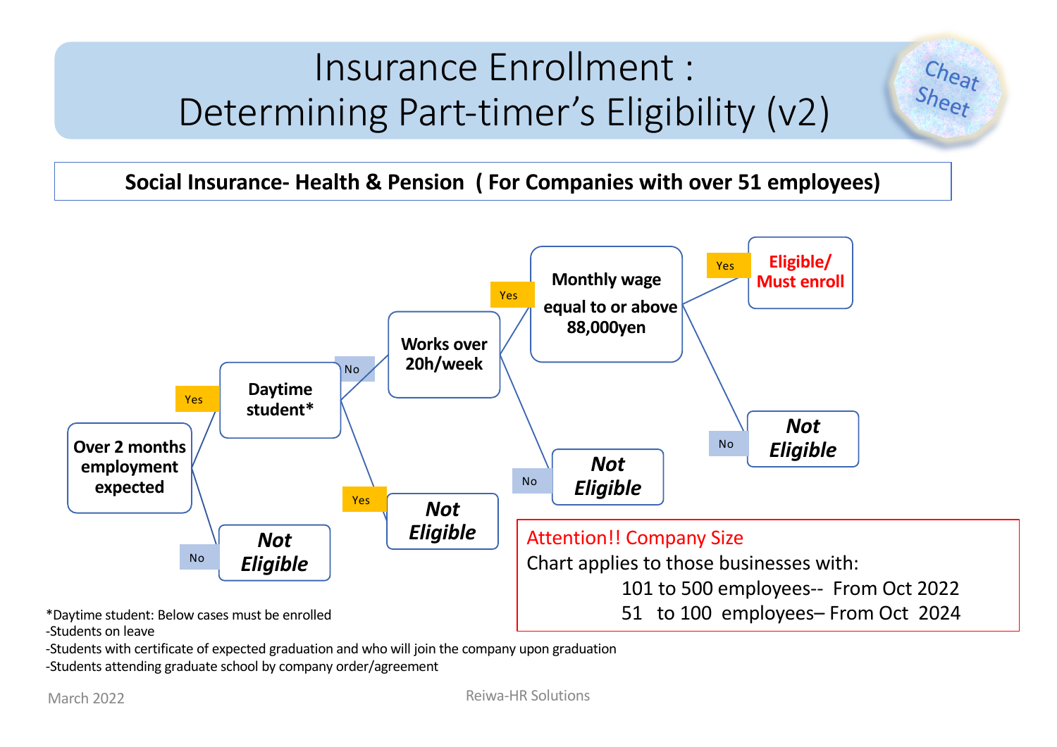# Insurance Enrollment : Determining Part-timer's Eligibility (v2)

Cheat Sheet

**Social Insurance- Health & Pension ( For Companies with over 51 employees)**

**Over 2 months employment expected**

No

***Not Eligible***

Yes

**Daytime student***

Yes

***Not Eligible***

No

**Works over 20h/week**

No

***Not Eligible***

Yes

**Monthly wage equal to or above 88,000yen**

No

***Not Eligible***

Yes

**Eligible/ Must enroll**

Attention!! Company Size

Chart applies to those businesses with:

101 to 500 employees-- From Oct 2022

51 to 100 employees– From Oct 2024

*Daytime student: Below cases must be enrolled

-Students on leave

-Students with certificate of expected graduation and who will join the company upon graduation

-Students attending graduate school by company order/agreement

March 2022

Reiwa-HR Solutions